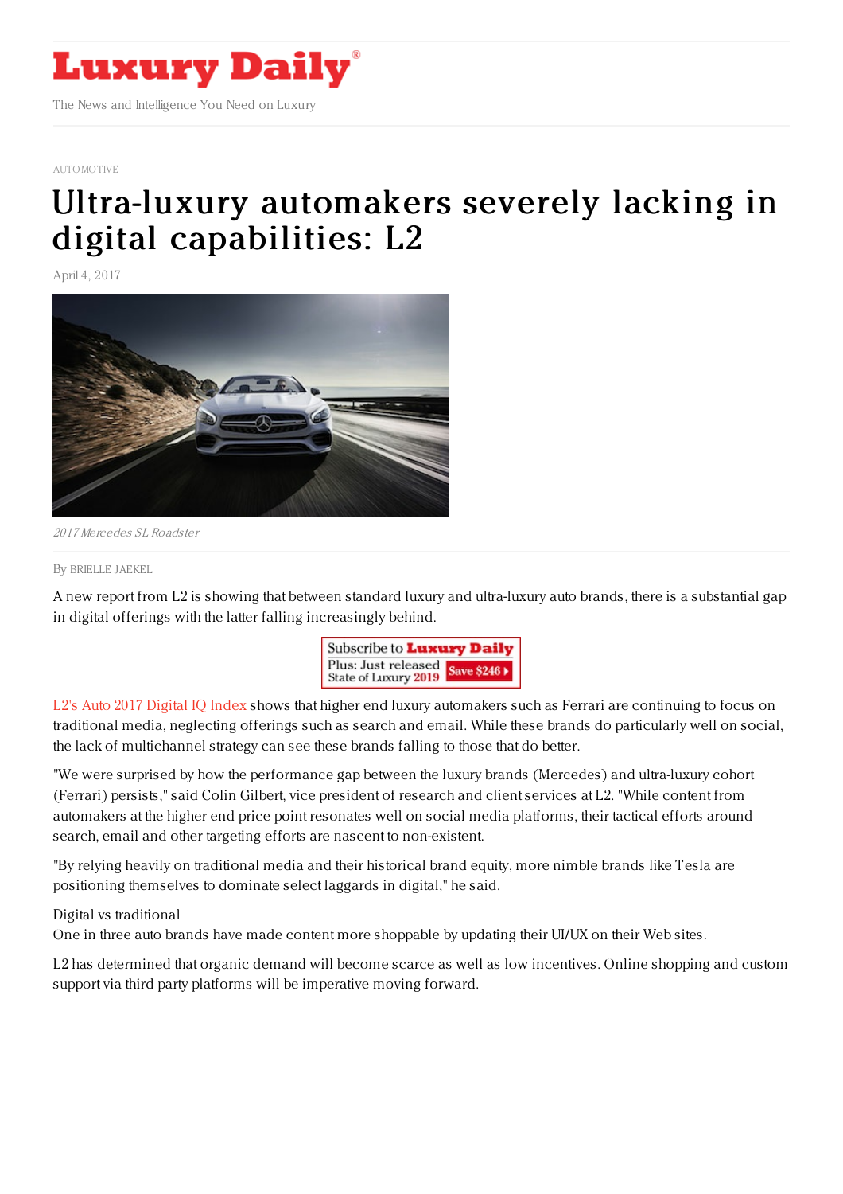# Luxury Daily

The News and Intelligence You Need on Luxury

AUTOMOTIVE

# Ultra-luxury automakers severely lacking in digital capabilities: L2

April 4, 2017

*2017 Mercedes SL Roadster*

By BRIELLE JAEKEL

A new report from L2 is showing that between standard luxury and ultra-luxury auto brands, there is a substantial gap in digital offerings with the latter falling increasingly behind.

L2's Auto 2017 Digital IQ Index shows that higher end luxury automakers such as Ferrari are continuing to focus on traditional media, neglecting offerings such as search and email. While these brands do particularly well on social, the lack of multichannel strategy can see these brands falling to those that do better.

"We were surprised by how the performance gap between the luxury brands (Mercedes) and ultra-luxury cohort (Ferrari) persists," said Colin Gilbert, vice president of research and client services at L2. "While content from automakers at the higher end price point resonates well on social media platforms, their tactical efforts around search, email and other targeting efforts are nascent to non-existent.

"By relying heavily on traditional media and their historical brand equity, more nimble brands like Tesla are positioning themselves to dominate select laggards in digital," he said.

Digital vs traditional

One in three auto brands have made content more shoppable by updating their UI/UX on their Web sites.

L2 has determined that organic demand will become scarce as well as low incentives. Online shopping and custom support via third party platforms will be imperative moving forward.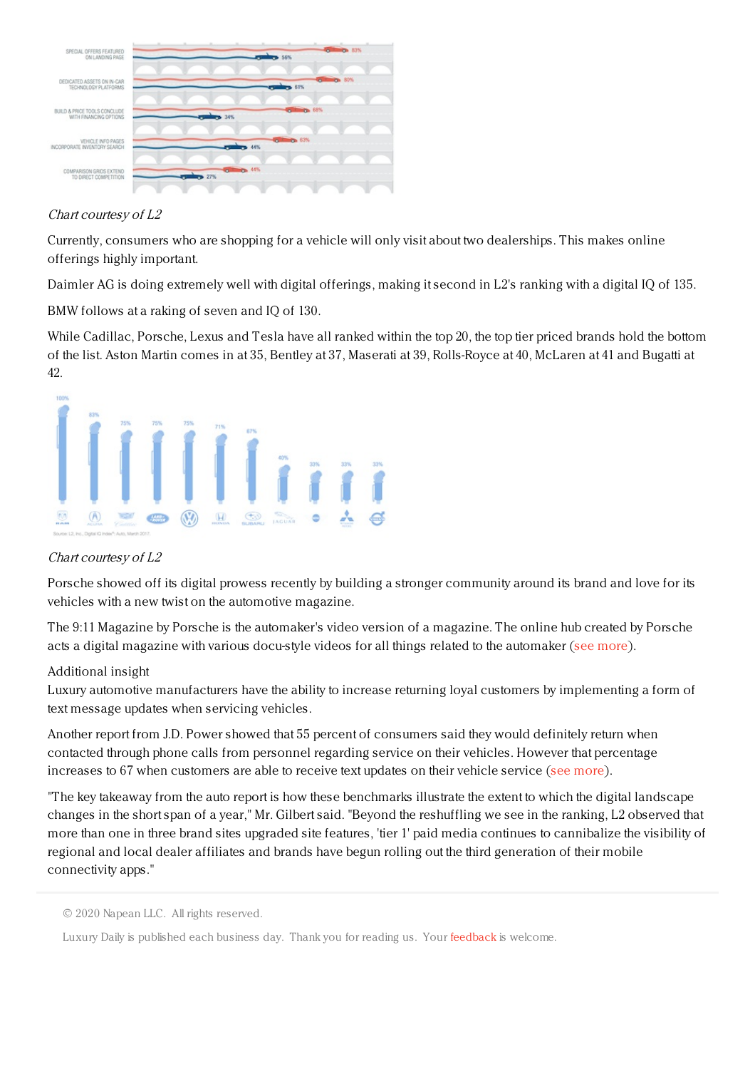SPECIAL OFFERS FEATURED ON LANDING PAGE
83%
56%

DEDICATED ASSETS ON IN-CAR TECHNOLOGY PLATFORMS
80%
61%

BUILD & PRICE TOOLS CONCLUDE WITH FINANCING OPTIONS
68%
34%

VEHICLE INFO PAGES INCORPORATE INVENTORY SEARCH
63%
44%

COMPARISON GRIDS EXTEND TO DIRECT COMPETITION
44%
27%

*Chart courtesy of L2*

Currently, consumers who are shopping for a vehicle will only visit about two dealerships. This makes online offerings highly important.

Daimler AG is doing extremely well with digital offerings, making it second in L2's ranking with a digital IQ of 135.

BMW follows at a raking of seven and IQ of 130.

While Cadillac, Porsche, Lexus and Tesla have all ranked within the top 20, the top tier priced brands hold the bottom of the list. Aston Martin comes in at 35, Bentley at 37, Maserati at 39, Rolls-Royce at 40, McLaren at 41 and Bugatti at 42.

100%
83%
75%
75%
75%
71%
67%
40%
33%
33%
33%

Source: L2, Inc., Digital IQ Index®: Auto, March 2017.

*Chart courtesy of L2*

Porsche showed off its digital prowess recently by building a stronger community around its brand and love for its vehicles with a new twist on the automotive magazine.

The 9:11 Magazine by Porsche is the automaker's video version of a magazine. The online hub created by Porsche acts a digital magazine with various docu-style videos for all things related to the automaker (see more).

Additional insight

Luxury automotive manufacturers have the ability to increase returning loyal customers by implementing a form of text message updates when servicing vehicles.

Another report from J.D. Power showed that 55 percent of consumers said they would definitely return when contacted through phone calls from personnel regarding service on their vehicles. However that percentage increases to 67 when customers are able to receive text updates on their vehicle service (see more).

"The key takeaway from the auto report is how these benchmarks illustrate the extent to which the digital landscape changes in the short span of a year," Mr. Gilbert said. "Beyond the reshuffling we see in the ranking, L2 observed that more than one in three brand sites upgraded site features, 'tier 1' paid media continues to cannibalize the visibility of regional and local dealer affiliates and brands have begun rolling out the third generation of their mobile connectivity apps."

© 2020 Napean LLC. All rights reserved.

Luxury Daily is published each business day. Thank you for reading us. Your feedback is welcome.